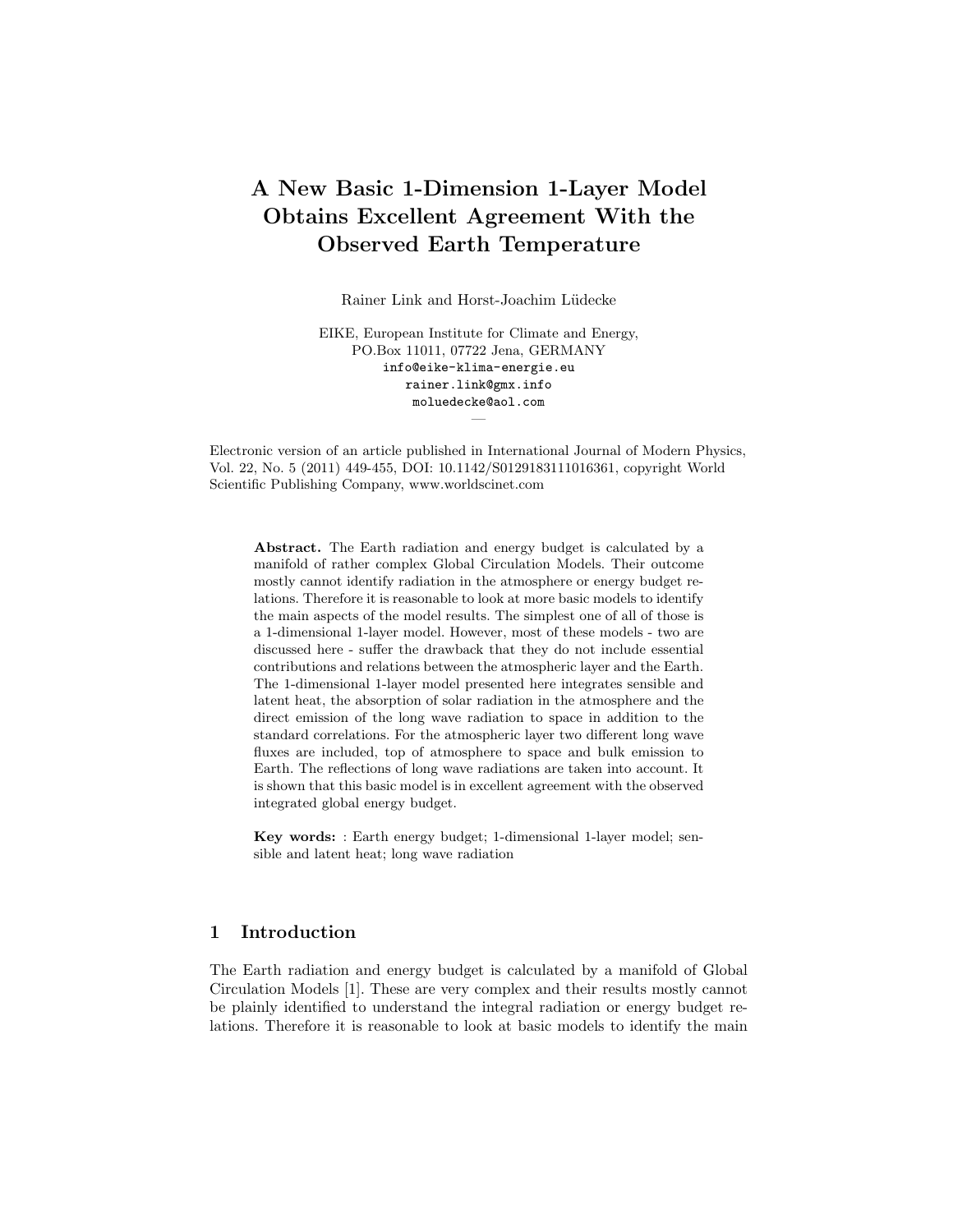# A New Basic 1-Dimension 1-Layer Model Obtains Excellent Agreement With the Observed Earth Temperature

Rainer Link and Horst-Joachim Lüdecke

EIKE, European Institute for Climate and Energy,
PO.Box 11011, 07722 Jena, GERMANY
info@eike-klima-energie.eu
rainer.link@gmx.info
moluedecke@aol.com

—

Electronic version of an article published in International Journal of Modern Physics, Vol. 22, No. 5 (2011) 449-455, DOI: 10.1142/S0129183111016361, copyright World Scientific Publishing Company, www.worldscinet.com

**Abstract.** The Earth radiation and energy budget is calculated by a manifold of rather complex Global Circulation Models. Their outcome mostly cannot identify radiation in the atmosphere or energy budget relations. Therefore it is reasonable to look at more basic models to identify the main aspects of the model results. The simplest one of all of those is a 1-dimensional 1-layer model. However, most of these models - two are discussed here - suffer the drawback that they do not include essential contributions and relations between the atmospheric layer and the Earth. The 1-dimensional 1-layer model presented here integrates sensible and latent heat, the absorption of solar radiation in the atmosphere and the direct emission of the long wave radiation to space in addition to the standard correlations. For the atmospheric layer two different long wave fluxes are included, top of atmosphere to space and bulk emission to Earth. The reflections of long wave radiations are taken into account. It is shown that this basic model is in excellent agreement with the observed integrated global energy budget.

**Key words:** : Earth energy budget; 1-dimensional 1-layer model; sensible and latent heat; long wave radiation

## 1 Introduction

The Earth radiation and energy budget is calculated by a manifold of Global Circulation Models [1]. These are very complex and their results mostly cannot be plainly identified to understand the integral radiation or energy budget relations. Therefore it is reasonable to look at basic models to identify the main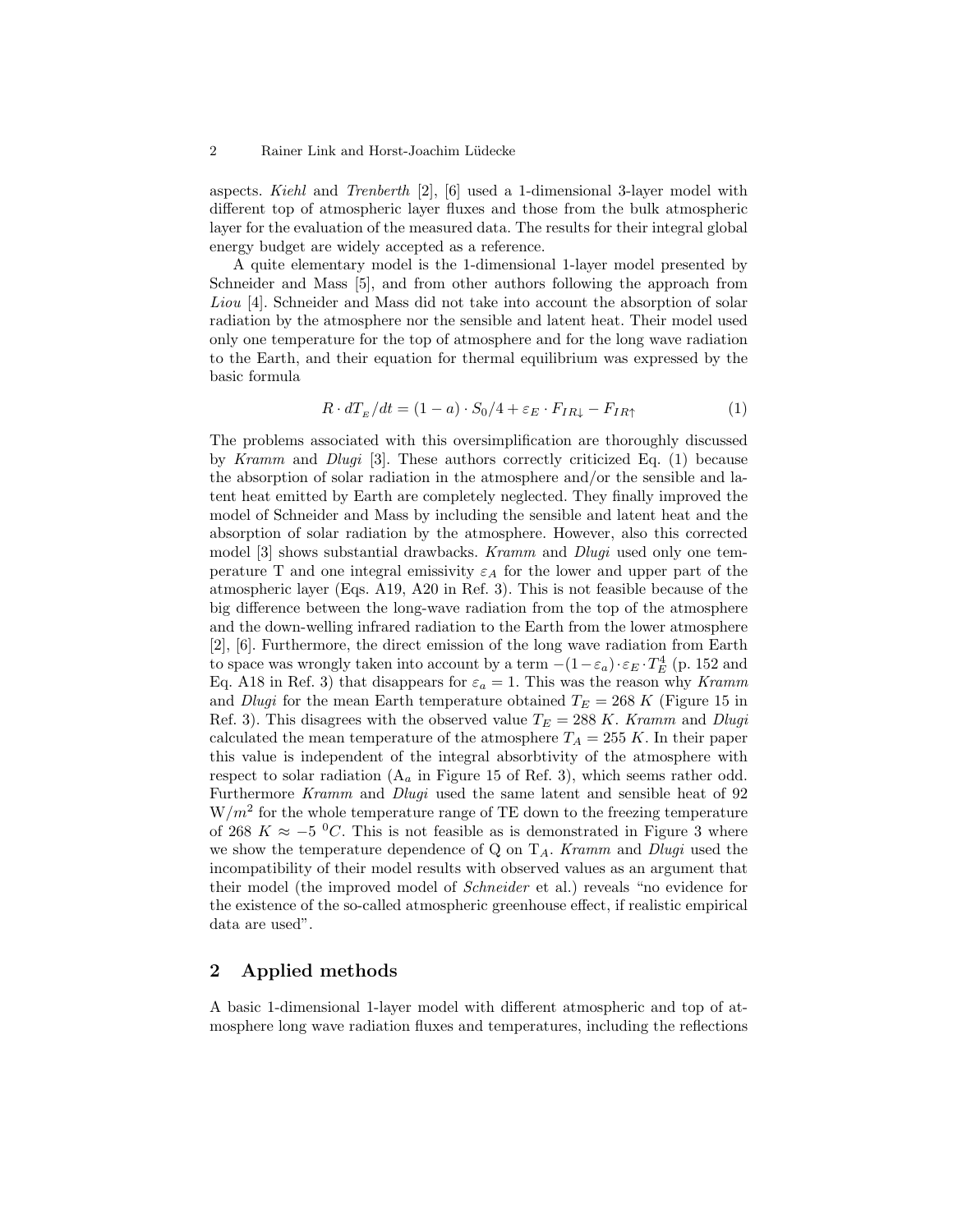aspects. *Kiehl* and *Trenberth* [2], [6] used a 1-dimensional 3-layer model with different top of atmospheric layer fluxes and those from the bulk atmospheric layer for the evaluation of the measured data. The results for their integral global energy budget are widely accepted as a reference.

A quite elementary model is the 1-dimensional 1-layer model presented by Schneider and Mass [5], and from other authors following the approach from *Liou* [4]. Schneider and Mass did not take into account the absorption of solar radiation by the atmosphere nor the sensible and latent heat. Their model used only one temperature for the top of atmosphere and for the long wave radiation to the Earth, and their equation for thermal equilibrium was expressed by the basic formula

$$R \cdot dT_{_E}/dt = (1 - a) \cdot S_0/4 + \varepsilon_E \cdot F_{IR\downarrow} - F_{IR\uparrow} \tag{1}$$

The problems associated with this oversimplification are thoroughly discussed by *Kramm* and *Dlugi* [3]. These authors correctly criticized Eq. (1) because the absorption of solar radiation in the atmosphere and/or the sensible and latent heat emitted by Earth are completely neglected. They finally improved the model of Schneider and Mass by including the sensible and latent heat and the absorption of solar radiation by the atmosphere. However, also this corrected model [3] shows substantial drawbacks. *Kramm* and *Dlugi* used only one temperature T and one integral emissivity $\varepsilon_A$ for the lower and upper part of the atmospheric layer (Eqs. A19, A20 in Ref. 3). This is not feasible because of the big difference between the long-wave radiation from the top of the atmosphere and the down-welling infrared radiation to the Earth from the lower atmosphere [2], [6]. Furthermore, the direct emission of the long wave radiation from Earth to space was wrongly taken into account by a term $-(1-\varepsilon_a) \cdot \varepsilon_E \cdot T_E^4$ (p. 152 and Eq. A18 in Ref. 3) that disappears for $\varepsilon_a = 1$. This was the reason why *Kramm* and *Dlugi* for the mean Earth temperature obtained $T_E = 268\ K$ (Figure 15 in Ref. 3). This disagrees with the observed value $T_E = 288\ K$. *Kramm* and *Dlugi* calculated the mean temperature of the atmosphere $T_A = 255\ K$. In their paper this value is independent of the integral absorbtivity of the atmosphere with respect to solar radiation ($A_a$ in Figure 15 of Ref. 3), which seems rather odd. Furthermore *Kramm* and *Dlugi* used the same latent and sensible heat of 92 $W/m^2$ for the whole temperature range of TE down to the freezing temperature of 268 $K \approx -5\ ^0C$. This is not feasible as is demonstrated in Figure 3 where we show the temperature dependence of Q on $T_A$. *Kramm* and *Dlugi* used the incompatibility of their model results with observed values as an argument that their model (the improved model of *Schneider* et al.) reveals "no evidence for the existence of the so-called atmospheric greenhouse effect, if realistic empirical data are used".

## 2 Applied methods

A basic 1-dimensional 1-layer model with different atmospheric and top of atmosphere long wave radiation fluxes and temperatures, including the reflections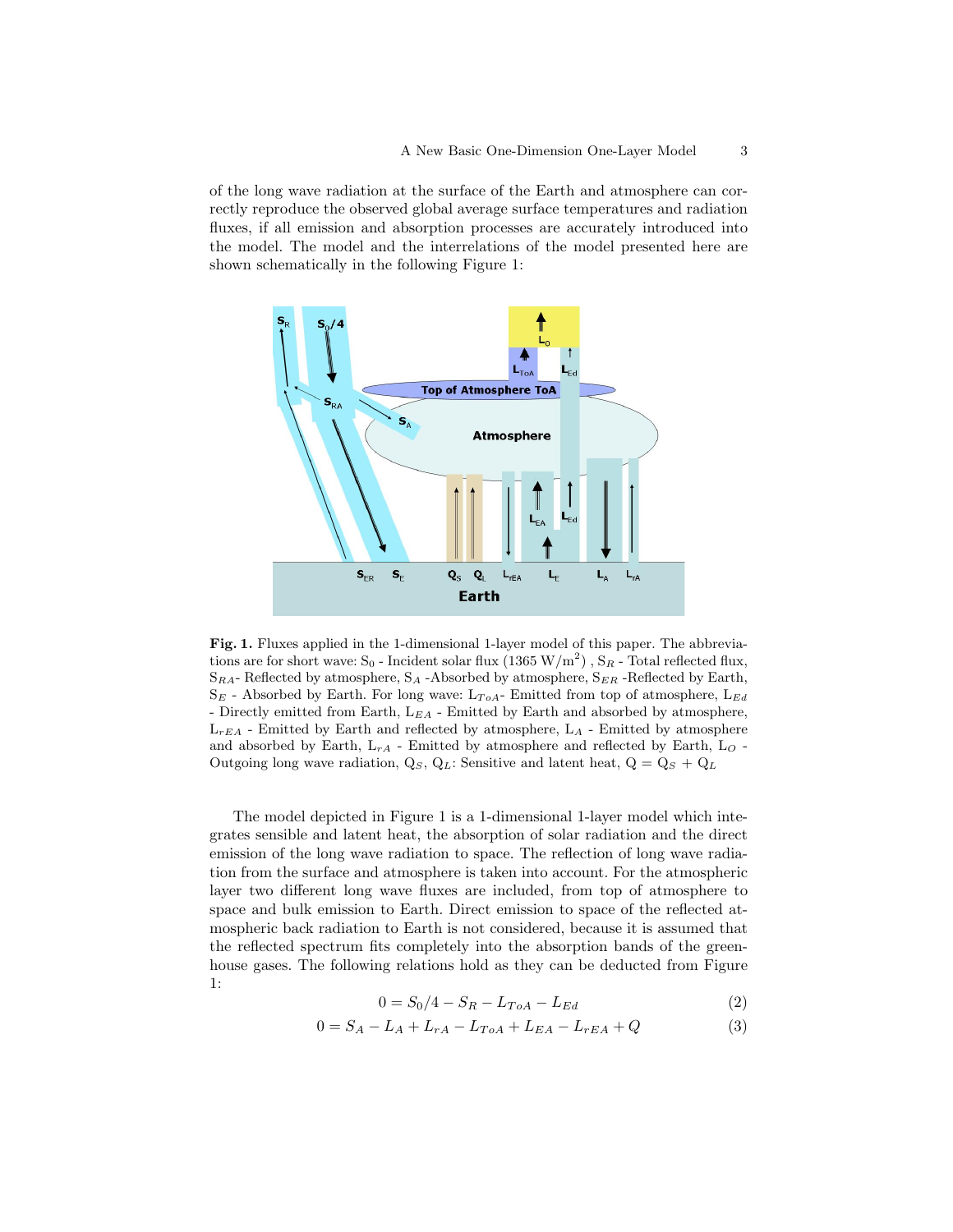of the long wave radiation at the surface of the Earth and atmosphere can correctly reproduce the observed global average surface temperatures and radiation fluxes, if all emission and absorption processes are accurately introduced into the model. The model and the interrelations of the model presented here are shown schematically in the following Figure 1:

**Fig. 1.** Fluxes applied in the 1-dimensional 1-layer model of this paper. The abbreviations are for short wave: $S_0$ - Incident solar flux (1365 W/m$^2$) , $S_R$ - Total reflected flux, $S_{RA}$- Reflected by atmosphere, $S_A$ -Absorbed by atmosphere, $S_{ER}$ -Reflected by Earth, $S_E$ - Absorbed by Earth. For long wave: $L_{ToA}$- Emitted from top of atmosphere, $L_{Ed}$ - Directly emitted from Earth, $L_{EA}$ - Emitted by Earth and absorbed by atmosphere, $L_{rEA}$ - Emitted by Earth and reflected by atmosphere, $L_A$ - Emitted by atmosphere and absorbed by Earth, $L_{rA}$ - Emitted by atmosphere and reflected by Earth, $L_O$ - Outgoing long wave radiation, $Q_S$, $Q_L$: Sensitive and latent heat, $Q = Q_S + Q_L$

The model depicted in Figure 1 is a 1-dimensional 1-layer model which integrates sensible and latent heat, the absorption of solar radiation and the direct emission of the long wave radiation to space. The reflection of long wave radiation from the surface and atmosphere is taken into account. For the atmospheric layer two different long wave fluxes are included, from top of atmosphere to space and bulk emission to Earth. Direct emission to space of the reflected atmospheric back radiation to Earth is not considered, because it is assumed that the reflected spectrum fits completely into the absorption bands of the greenhouse gases. The following relations hold as they can be deducted from Figure 1:

$$0 = S_0/4 - S_R - L_{ToA} - L_{Ed} \tag{2}$$

$$0 = S_A - L_A + L_{rA} - L_{ToA} + L_{EA} - L_{rEA} + Q \tag{3}$$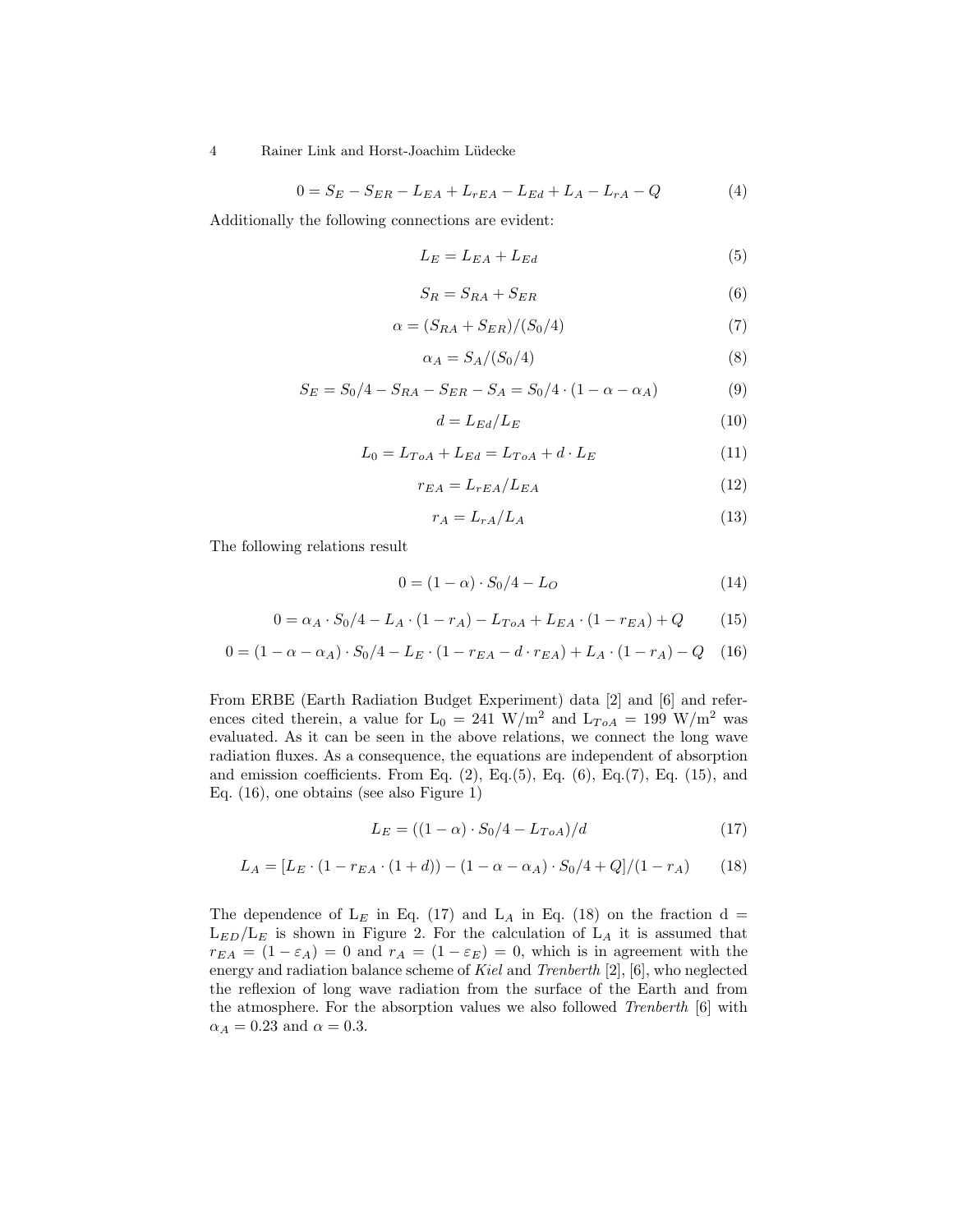$$0 = S_E - S_{ER} - L_{EA} + L_{rEA} - L_{Ed} + L_A - L_{rA} - Q \tag{4}$$

Additionally the following connections are evident:

$$L_E = L_{EA} + L_{Ed} \tag{5}$$

$$S_R = S_{RA} + S_{ER} \tag{6}$$

$$\alpha = (S_{RA} + S_{ER})/(S_0/4) \tag{7}$$

$$\alpha_A = S_A/(S_0/4) \tag{8}$$

$$S_E = S_0/4 - S_{RA} - S_{ER} - S_A = S_0/4 \cdot (1 - \alpha - \alpha_A) \tag{9}$$

$$d = L_{Ed}/L_E \tag{10}$$

$$L_0 = L_{ToA} + L_{Ed} = L_{ToA} + d \cdot L_E \tag{11}$$

$$r_{EA} = L_{rEA}/L_{EA} \tag{12}$$

$$r_A = L_{rA}/L_A \tag{13}$$

The following relations result

$$0 = (1 - \alpha) \cdot S_0/4 - L_O \tag{14}$$

$$0 = \alpha_A \cdot S_0/4 - L_A \cdot (1 - r_A) - L_{ToA} + L_{EA} \cdot (1 - r_{EA}) + Q \tag{15}$$

$$0 = (1 - \alpha - \alpha_A) \cdot S_0/4 - L_E \cdot (1 - r_{EA} - d \cdot r_{EA}) + L_A \cdot (1 - r_A) - Q \tag{16}$$

From ERBE (Earth Radiation Budget Experiment) data [2] and [6] and references cited therein, a value for $L_0 = 241$ W/m$^2$ and $L_{ToA} = 199$ W/m$^2$ was evaluated. As it can be seen in the above relations, we connect the long wave radiation fluxes. As a consequence, the equations are independent of absorption and emission coefficients. From Eq. (2), Eq.(5), Eq. (6), Eq.(7), Eq. (15), and Eq. (16), one obtains (see also Figure 1)

$$L_E = ((1 - \alpha) \cdot S_0/4 - L_{ToA})/d \tag{17}$$

$$L_A = [L_E \cdot (1 - r_{EA} \cdot (1 + d)) - (1 - \alpha - \alpha_A) \cdot S_0/4 + Q]/(1 - r_A) \tag{18}$$

The dependence of $L_E$ in Eq. (17) and $L_A$ in Eq. (18) on the fraction $d = L_{ED}/L_E$ is shown in Figure 2. For the calculation of $L_A$ it is assumed that $r_{EA} = (1 - \varepsilon_A) = 0$ and $r_A = (1 - \varepsilon_E) = 0$, which is in agreement with the energy and radiation balance scheme of *Kiel* and *Trenberth* [2], [6], who neglected the reflexion of long wave radiation from the surface of the Earth and from the atmosphere. For the absorption values we also followed *Trenberth* [6] with $\alpha_A = 0.23$ and $\alpha = 0.3$.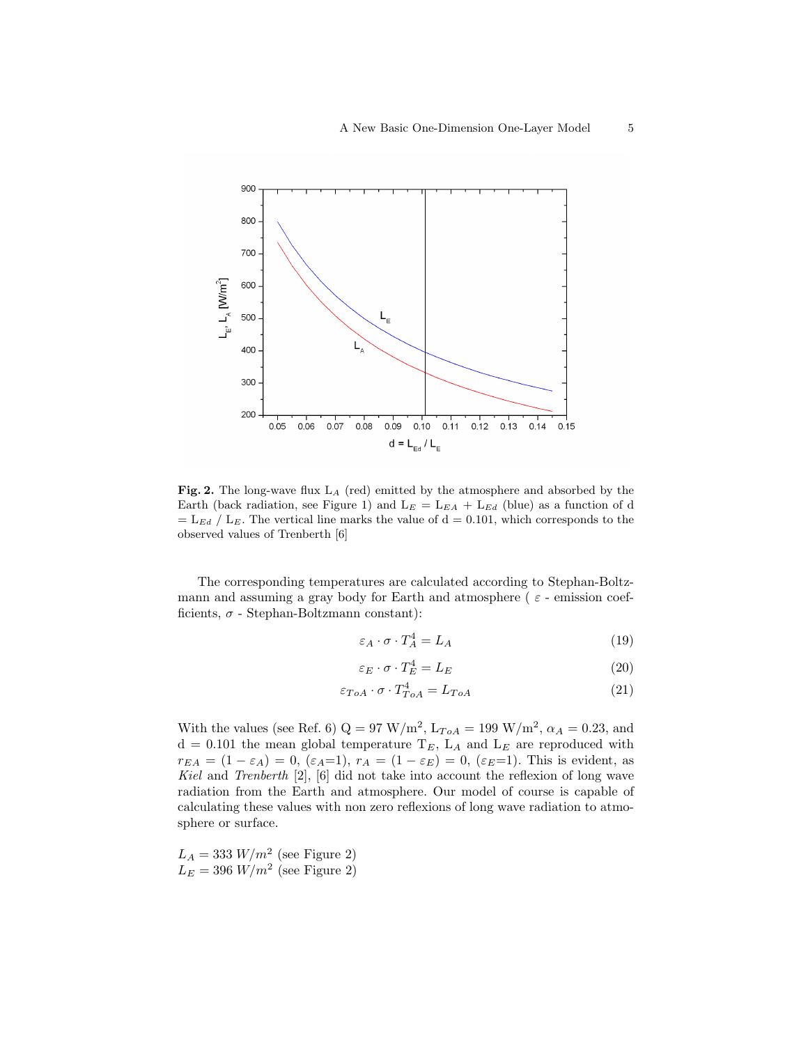**Fig. 2.** The long-wave flux $L_A$ (red) emitted by the atmosphere and absorbed by the Earth (back radiation, see Figure 1) and $L_E = L_{EA} + L_{Ed}$ (blue) as a function of d $= L_{Ed} / L_E$. The vertical line marks the value of d = 0.101, which corresponds to the observed values of Trenberth [6]

The corresponding temperatures are calculated according to Stephan-Boltzmann and assuming a gray body for Earth and atmosphere ( $\varepsilon$ - emission coefficients, $\sigma$ - Stephan-Boltzmann constant):

$$\varepsilon_A \cdot \sigma \cdot T_A^4 = L_A \tag{19}$$

$$\varepsilon_E \cdot \sigma \cdot T_E^4 = L_E \tag{20}$$

$$\varepsilon_{ToA} \cdot \sigma \cdot T_{ToA}^4 = L_{ToA} \tag{21}$$

With the values (see Ref. 6) Q = 97 W/m$^2$, $L_{ToA}$ = 199 W/m$^2$, $\alpha_A = 0.23$, and d = 0.101 the mean global temperature $T_E$, $L_A$ and $L_E$ are reproduced with $r_{EA} = (1 - \varepsilon_A) = 0$, ($\varepsilon_A$=1), $r_A = (1 - \varepsilon_E) = 0$, ($\varepsilon_E$=1). This is evident, as *Kiel* and *Trenberth* [2], [6] did not take into account the reflexion of long wave radiation from the Earth and atmosphere. Our model of course is capable of calculating these values with non zero reflexions of long wave radiation to atmosphere or surface.

$L_A = 333\ W/m^2$ (see Figure 2)
$L_E = 396\ W/m^2$ (see Figure 2)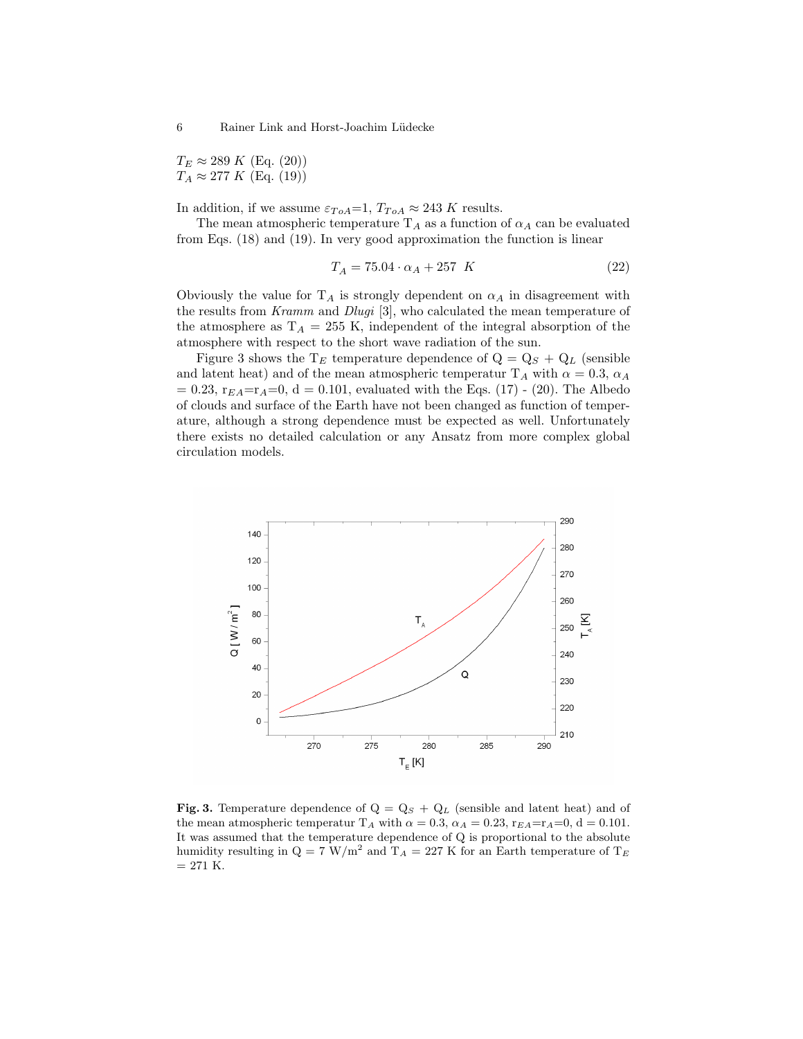$T_E \approx 289\ K$ (Eq. (20))
$T_A \approx 277\ K$ (Eq. (19))

In addition, if we assume $\varepsilon_{ToA}$=1, $T_{ToA} \approx 243\ K$ results.

The mean atmospheric temperature $T_A$ as a function of $\alpha_A$ can be evaluated from Eqs. (18) and (19). In very good approximation the function is linear

$$T_A = 75.04 \cdot \alpha_A + 257\ \ K \tag{22}$$

Obviously the value for $T_A$ is strongly dependent on $\alpha_A$ in disagreement with the results from *Kramm* and *Dlugi* [3], who calculated the mean temperature of the atmosphere as $T_A$ = 255 K, independent of the integral absorption of the atmosphere with respect to the short wave radiation of the sun.

Figure 3 shows the $T_E$ temperature dependence of Q = $Q_S$ + $Q_L$ (sensible and latent heat) and of the mean atmospheric temperatur $T_A$ with $\alpha$ = 0.3, $\alpha_A$ = 0.23, $r_{EA}$=$r_A$=0, d = 0.101, evaluated with the Eqs. (17) - (20). The Albedo of clouds and surface of the Earth have not been changed as function of temperature, although a strong dependence must be expected as well. Unfortunately there exists no detailed calculation or any Ansatz from more complex global circulation models.

**Fig. 3.** Temperature dependence of Q = $Q_S$ + $Q_L$ (sensible and latent heat) and of the mean atmospheric temperatur $T_A$ with $\alpha$ = 0.3, $\alpha_A$ = 0.23, $r_{EA}$=$r_A$=0, d = 0.101. It was assumed that the temperature dependence of Q is proportional to the absolute humidity resulting in Q = 7 W/m$^2$ and $T_A$ = 227 K for an Earth temperature of $T_E$ = 271 K.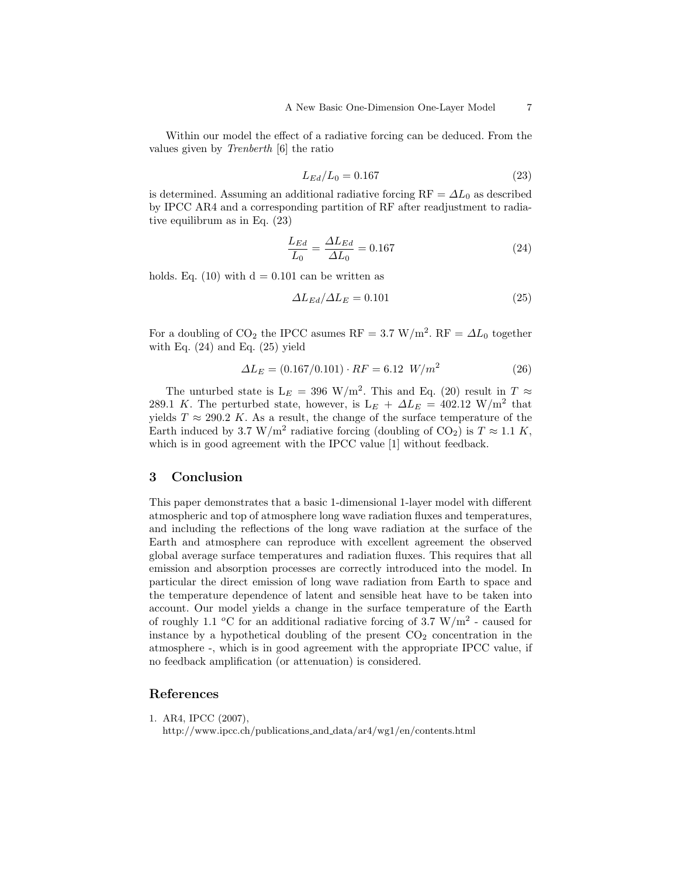Within our model the effect of a radiative forcing can be deduced. From the values given by *Trenberth* [6] the ratio

$$L_{Ed}/L_0 = 0.167 \tag{23}$$

is determined. Assuming an additional radiative forcing RF = $\Delta L_0$ as described by IPCC AR4 and a corresponding partition of RF after readjustment to radiative equilibrum as in Eq. (23)

$$\frac{L_{Ed}}{L_0} = \frac{\Delta L_{Ed}}{\Delta L_0} = 0.167 \tag{24}$$

holds. Eq. (10) with d = 0.101 can be written as

$$\Delta L_{Ed}/\Delta L_E = 0.101 \tag{25}$$

For a doubling of $CO_2$ the IPCC asumes RF = 3.7 W/m$^2$. RF = $\Delta L_0$ together with Eq. (24) and Eq. (25) yield

$$\Delta L_E = (0.167/0.101) \cdot RF = 6.12 \ \ W/m^2 \tag{26}$$

The unturbed state is $L_E$ = 396 W/m$^2$. This and Eq. (20) result in $T \approx 289.1$ $K$. The perturbed state, however, is $L_E + \Delta L_E$ = 402.12 W/m$^2$ that yields $T \approx 290.2$ $K$. As a result, the change of the surface temperature of the Earth induced by 3.7 W/m$^2$ radiative forcing (doubling of $CO_2$) is $T \approx 1.1$ $K$, which is in good agreement with the IPCC value [1] without feedback.

## 3 Conclusion

This paper demonstrates that a basic 1-dimensional 1-layer model with different atmospheric and top of atmosphere long wave radiation fluxes and temperatures, and including the reflections of the long wave radiation at the surface of the Earth and atmosphere can reproduce with excellent agreement the observed global average surface temperatures and radiation fluxes. This requires that all emission and absorption processes are correctly introduced into the model. In particular the direct emission of long wave radiation from Earth to space and the temperature dependence of latent and sensible heat have to be taken into account. Our model yields a change in the surface temperature of the Earth of roughly 1.1 $^o$C for an additional radiative forcing of 3.7 W/m$^2$ - caused for instance by a hypothetical doubling of the present $CO_2$ concentration in the atmosphere -, which is in good agreement with the appropriate IPCC value, if no feedback amplification (or attenuation) is considered.

## References

1. AR4, IPCC (2007), http://www.ipcc.ch/publications_and_data/ar4/wg1/en/contents.html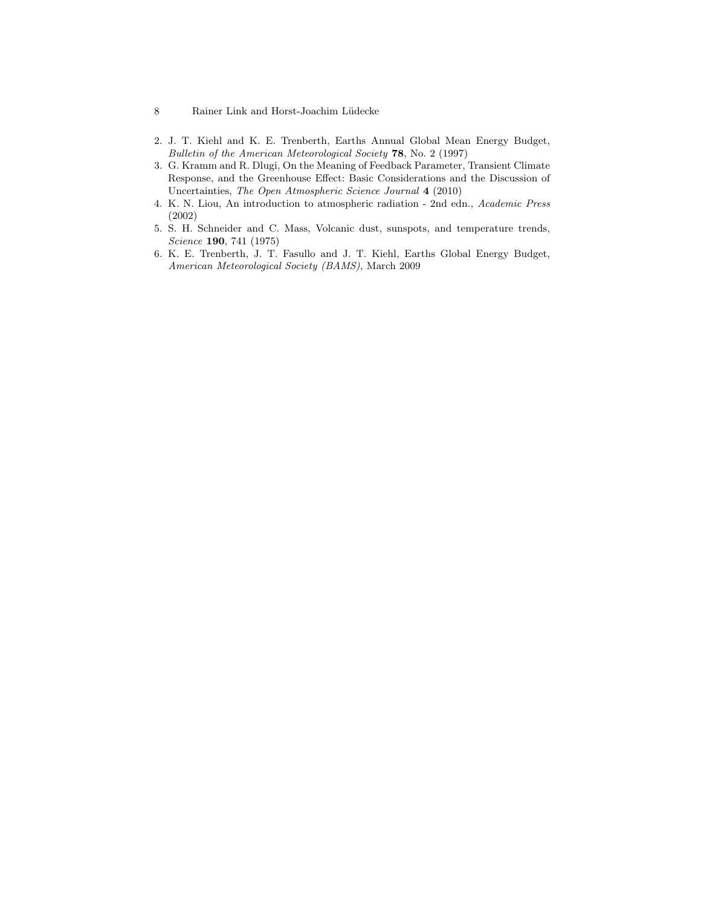2. J. T. Kiehl and K. E. Trenberth, Earths Annual Global Mean Energy Budget, *Bulletin of the American Meteorological Society* **78**, No. 2 (1997)
3. G. Kramm and R. Dlugi, On the Meaning of Feedback Parameter, Transient Climate Response, and the Greenhouse Effect: Basic Considerations and the Discussion of Uncertainties, *The Open Atmospheric Science Journal* **4** (2010)
4. K. N. Liou, An introduction to atmospheric radiation - 2nd edn., *Academic Press* (2002)
5. S. H. Schneider and C. Mass, Volcanic dust, sunspots, and temperature trends, *Science* **190**, 741 (1975)
6. K. E. Trenberth, J. T. Fasullo and J. T. Kiehl, Earths Global Energy Budget, *American Meteorological Society (BAMS)*, March 2009